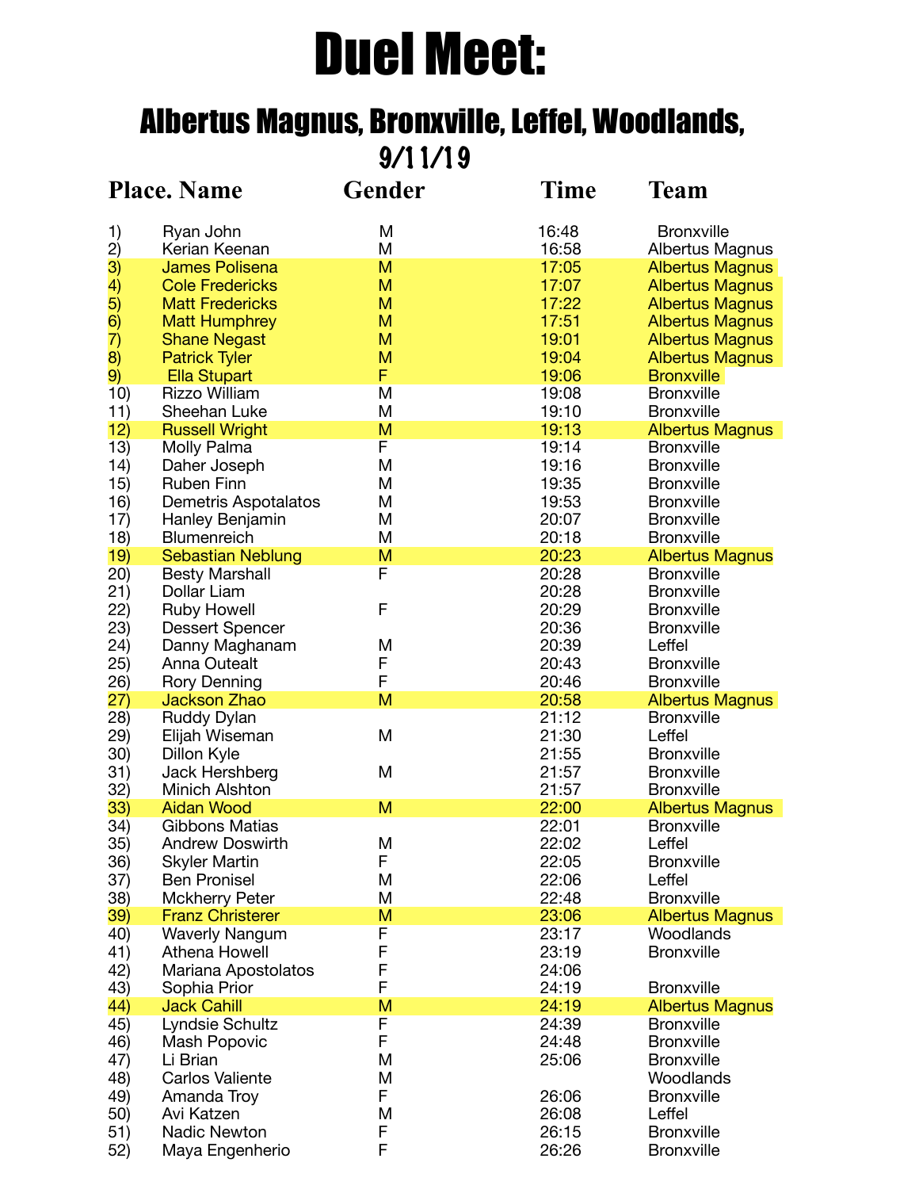# Duel Meet:

## Albertus Magnus, Bronxville, Leffel, Woodlands, 9/11/19

| Place. | Name | Gender | Time | Team |
|---|---|---|---|---|
| 1) | Ryan John | M | 16:48 | Bronxville |
| 2) | Kerian Keenan | M | 16:58 | Albertus Magnus |
| 3) | James Polisena | M | 17:05 | Albertus Magnus |
| 4) | Cole Fredericks | M | 17:07 | Albertus Magnus |
| 5) | Matt Fredericks | M | 17:22 | Albertus Magnus |
| 6) | Matt Humphrey | M | 17:51 | Albertus Magnus |
| 7) | Shane Negast | M | 19:01 | Albertus Magnus |
| 8) | Patrick Tyler | M | 19:04 | Albertus Magnus |
| 9) | Ella Stupart | F | 19:06 | Bronxville |
| 10) | Rizzo William | M | 19:08 | Bronxville |
| 11) | Sheehan Luke | M | 19:10 | Bronxville |
| 12) | Russell Wright | M | 19:13 | Albertus Magnus |
| 13) | Molly Palma | F | 19:14 | Bronxville |
| 14) | Daher Joseph | M | 19:16 | Bronxville |
| 15) | Ruben Finn | M | 19:35 | Bronxville |
| 16) | Demetris Aspotalatos | M | 19:53 | Bronxville |
| 17) | Hanley Benjamin | M | 20:07 | Bronxville |
| 18) | Blumenreich | M | 20:18 | Bronxville |
| 19) | Sebastian Neblung | M | 20:23 | Albertus Magnus |
| 20) | Besty Marshall | F | 20:28 | Bronxville |
| 21) | Dollar Liam | | 20:28 | Bronxville |
| 22) | Ruby Howell | F | 20:29 | Bronxville |
| 23) | Dessert Spencer | | 20:36 | Bronxville |
| 24) | Danny Maghanam | M | 20:39 | Leffel |
| 25) | Anna Outealt | F | 20:43 | Bronxville |
| 26) | Rory Denning | F | 20:46 | Bronxville |
| 27) | Jackson Zhao | M | 20:58 | Albertus Magnus |
| 28) | Ruddy Dylan | | 21:12 | Bronxville |
| 29) | Elijah Wiseman | M | 21:30 | Leffel |
| 30) | Dillon Kyle | | 21:55 | Bronxville |
| 31) | Jack Hershberg | M | 21:57 | Bronxville |
| 32) | Minich Alshton | | 21:57 | Bronxville |
| 33) | Aidan Wood | M | 22:00 | Albertus Magnus |
| 34) | Gibbons Matias | | 22:01 | Bronxville |
| 35) | Andrew Doswirth | M | 22:02 | Leffel |
| 36) | Skyler Martin | F | 22:05 | Bronxville |
| 37) | Ben Pronisel | M | 22:06 | Leffel |
| 38) | Mckherry Peter | M | 22:48 | Bronxville |
| 39) | Franz Christerer | M | 23:06 | Albertus Magnus |
| 40) | Waverly Nangum | F | 23:17 | Woodlands |
| 41) | Athena Howell | F | 23:19 | Bronxville |
| 42) | Mariana Apostolatos | F | 24:06 | |
| 43) | Sophia Prior | F | 24:19 | Bronxville |
| 44) | Jack Cahill | M | 24:19 | Albertus Magnus |
| 45) | Lyndsie Schultz | F | 24:39 | Bronxville |
| 46) | Mash Popovic | F | 24:48 | Bronxville |
| 47) | Li Brian | M | 25:06 | Bronxville |
| 48) | Carlos Valiente | M | | Woodlands |
| 49) | Amanda Troy | F | 26:06 | Bronxville |
| 50) | Avi Katzen | M | 26:08 | Leffel |
| 51) | Nadic Newton | F | 26:15 | Bronxville |
| 52) | Maya Engenherio | F | 26:26 | Bronxville |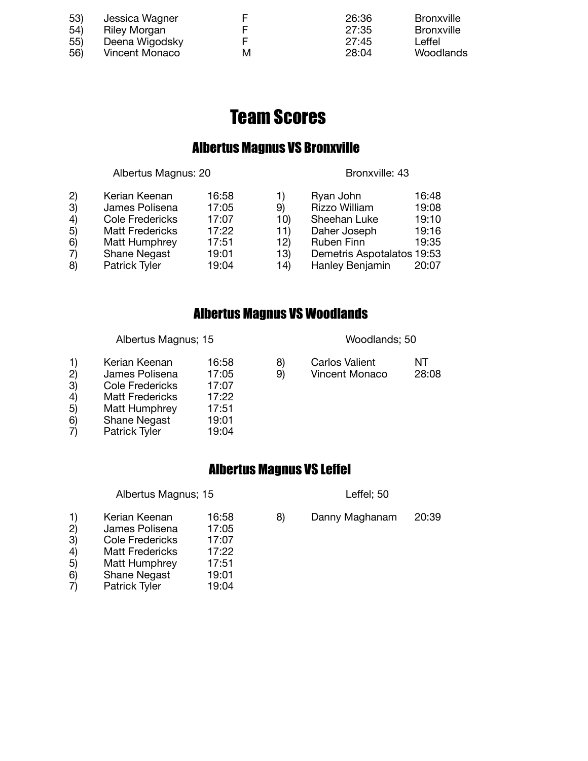| | | | | |
|---|---|---|---|---|
| 53) | Jessica Wagner | F | 26:36 | Bronxville |
| 54) | Riley Morgan | F | 27:35 | Bronxville |
| 55) | Deena Wigodsky | F | 27:45 | Leffel |
| 56) | Vincent Monaco | M | 28:04 | Woodlands |

# Team Scores

## Albertus Magnus VS Bronxville

Albertus Magnus: 20

| | | |
|---|---|---|
| 2) | Kerian Keenan | 16:58 |
| 3) | James Polisena | 17:05 |
| 4) | Cole Fredericks | 17:07 |
| 5) | Matt Fredericks | 17:22 |
| 6) | Matt Humphrey | 17:51 |
| 7) | Shane Negast | 19:01 |
| 8) | Patrick Tyler | 19:04 |

Bronxville: 43

| | | |
|---|---|---|
| 1) | Ryan John | 16:48 |
| 9) | Rizzo William | 19:08 |
| 10) | Sheehan Luke | 19:10 |
| 11) | Daher Joseph | 19:16 |
| 12) | Ruben Finn | 19:35 |
| 13) | Demetris Aspotalatos | 19:53 |
| 14) | Hanley Benjamin | 20:07 |

## Albertus Magnus VS Woodlands

Albertus Magnus; 15

| | | |
|---|---|---|
| 1) | Kerian Keenan | 16:58 |
| 2) | James Polisena | 17:05 |
| 3) | Cole Fredericks | 17:07 |
| 4) | Matt Fredericks | 17:22 |
| 5) | Matt Humphrey | 17:51 |
| 6) | Shane Negast | 19:01 |
| 7) | Patrick Tyler | 19:04 |

Woodlands; 50

| | | |
|---|---|---|
| 8) | Carlos Valient | NT |
| 9) | Vincent Monaco | 28:08 |

## Albertus Magnus VS Leffel

Albertus Magnus; 15

| | | |
|---|---|---|
| 1) | Kerian Keenan | 16:58 |
| 2) | James Polisena | 17:05 |
| 3) | Cole Fredericks | 17:07 |
| 4) | Matt Fredericks | 17:22 |
| 5) | Matt Humphrey | 17:51 |
| 6) | Shane Negast | 19:01 |
| 7) | Patrick Tyler | 19:04 |

Leffel; 50

| | | |
|---|---|---|
| 8) | Danny Maghanam | 20:39 |